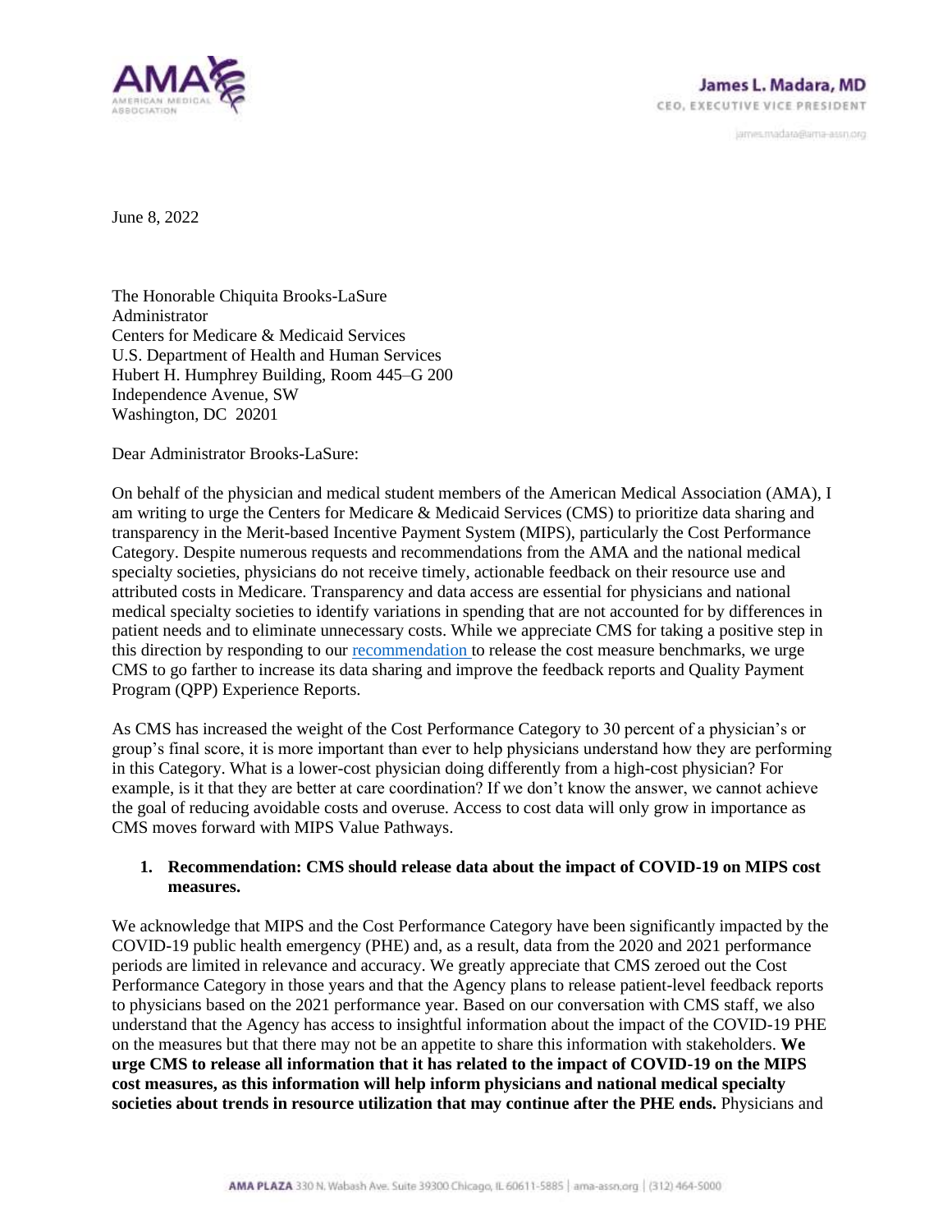James L. Madara, MD
CEO, EXECUTIVE VICE PRESIDENT

james.madara@ama-assn.org

June 8, 2022

The Honorable Chiquita Brooks-LaSure
Administrator
Centers for Medicare & Medicaid Services
U.S. Department of Health and Human Services
Hubert H. Humphrey Building, Room 445–G 200
Independence Avenue, SW
Washington, DC 20201

Dear Administrator Brooks-LaSure:

On behalf of the physician and medical student members of the American Medical Association (AMA), I am writing to urge the Centers for Medicare & Medicaid Services (CMS) to prioritize data sharing and transparency in the Merit-based Incentive Payment System (MIPS), particularly the Cost Performance Category. Despite numerous requests and recommendations from the AMA and the national medical specialty societies, physicians do not receive timely, actionable feedback on their resource use and attributed costs in Medicare. Transparency and data access are essential for physicians and national medical specialty societies to identify variations in spending that are not accounted for by differences in patient needs and to eliminate unnecessary costs. While we appreciate CMS for taking a positive step in this direction by responding to our recommendation to release the cost measure benchmarks, we urge CMS to go farther to increase its data sharing and improve the feedback reports and Quality Payment Program (QPP) Experience Reports.

As CMS has increased the weight of the Cost Performance Category to 30 percent of a physician's or group's final score, it is more important than ever to help physicians understand how they are performing in this Category. What is a lower-cost physician doing differently from a high-cost physician? For example, is it that they are better at care coordination? If we don't know the answer, we cannot achieve the goal of reducing avoidable costs and overuse. Access to cost data will only grow in importance as CMS moves forward with MIPS Value Pathways.

1. **Recommendation: CMS should release data about the impact of COVID-19 on MIPS cost measures.**

We acknowledge that MIPS and the Cost Performance Category have been significantly impacted by the COVID-19 public health emergency (PHE) and, as a result, data from the 2020 and 2021 performance periods are limited in relevance and accuracy. We greatly appreciate that CMS zeroed out the Cost Performance Category in those years and that the Agency plans to release patient-level feedback reports to physicians based on the 2021 performance year. Based on our conversation with CMS staff, we also understand that the Agency has access to insightful information about the impact of the COVID-19 PHE on the measures but that there may not be an appetite to share this information with stakeholders. **We urge CMS to release all information that it has related to the impact of COVID-19 on the MIPS cost measures, as this information will help inform physicians and national medical specialty societies about trends in resource utilization that may continue after the PHE ends.** Physicians and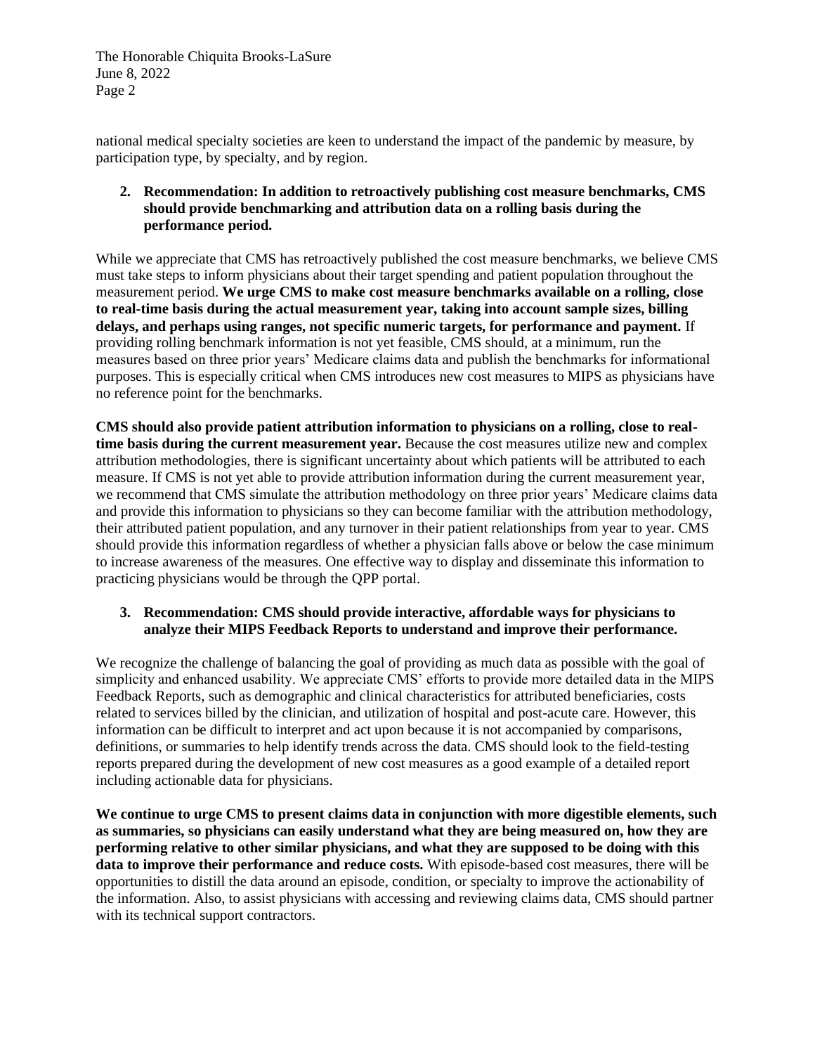national medical specialty societies are keen to understand the impact of the pandemic by measure, by participation type, by specialty, and by region.

2. **Recommendation: In addition to retroactively publishing cost measure benchmarks, CMS should provide benchmarking and attribution data on a rolling basis during the performance period.**

While we appreciate that CMS has retroactively published the cost measure benchmarks, we believe CMS must take steps to inform physicians about their target spending and patient population throughout the measurement period. **We urge CMS to make cost measure benchmarks available on a rolling, close to real-time basis during the actual measurement year, taking into account sample sizes, billing delays, and perhaps using ranges, not specific numeric targets, for performance and payment.** If providing rolling benchmark information is not yet feasible, CMS should, at a minimum, run the measures based on three prior years' Medicare claims data and publish the benchmarks for informational purposes. This is especially critical when CMS introduces new cost measures to MIPS as physicians have no reference point for the benchmarks.

**CMS should also provide patient attribution information to physicians on a rolling, close to real-time basis during the current measurement year.** Because the cost measures utilize new and complex attribution methodologies, there is significant uncertainty about which patients will be attributed to each measure. If CMS is not yet able to provide attribution information during the current measurement year, we recommend that CMS simulate the attribution methodology on three prior years' Medicare claims data and provide this information to physicians so they can become familiar with the attribution methodology, their attributed patient population, and any turnover in their patient relationships from year to year. CMS should provide this information regardless of whether a physician falls above or below the case minimum to increase awareness of the measures. One effective way to display and disseminate this information to practicing physicians would be through the QPP portal.

3. **Recommendation: CMS should provide interactive, affordable ways for physicians to analyze their MIPS Feedback Reports to understand and improve their performance.**

We recognize the challenge of balancing the goal of providing as much data as possible with the goal of simplicity and enhanced usability. We appreciate CMS' efforts to provide more detailed data in the MIPS Feedback Reports, such as demographic and clinical characteristics for attributed beneficiaries, costs related to services billed by the clinician, and utilization of hospital and post-acute care. However, this information can be difficult to interpret and act upon because it is not accompanied by comparisons, definitions, or summaries to help identify trends across the data. CMS should look to the field-testing reports prepared during the development of new cost measures as a good example of a detailed report including actionable data for physicians.

**We continue to urge CMS to present claims data in conjunction with more digestible elements, such as summaries, so physicians can easily understand what they are being measured on, how they are performing relative to other similar physicians, and what they are supposed to be doing with this data to improve their performance and reduce costs.** With episode-based cost measures, there will be opportunities to distill the data around an episode, condition, or specialty to improve the actionability of the information. Also, to assist physicians with accessing and reviewing claims data, CMS should partner with its technical support contractors.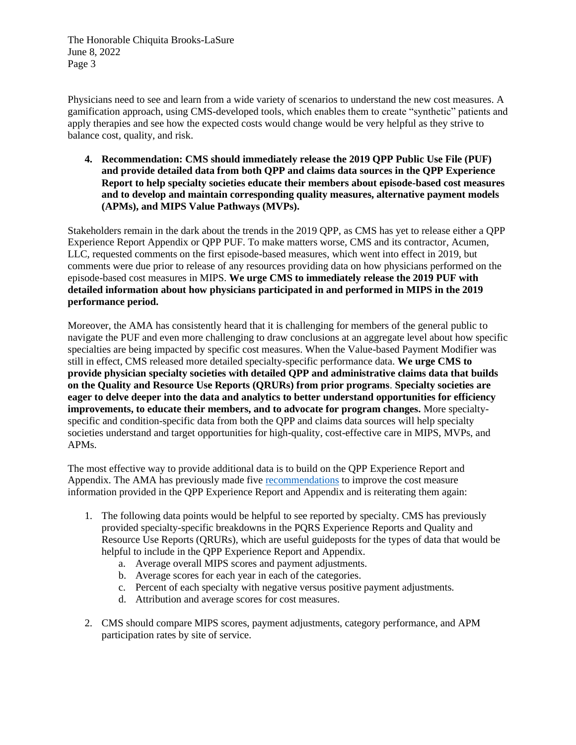Physicians need to see and learn from a wide variety of scenarios to understand the new cost measures. A gamification approach, using CMS-developed tools, which enables them to create "synthetic" patients and apply therapies and see how the expected costs would change would be very helpful as they strive to balance cost, quality, and risk.

4. **Recommendation: CMS should immediately release the 2019 QPP Public Use File (PUF) and provide detailed data from both QPP and claims data sources in the QPP Experience Report to help specialty societies educate their members about episode-based cost measures and to develop and maintain corresponding quality measures, alternative payment models (APMs), and MIPS Value Pathways (MVPs).**

Stakeholders remain in the dark about the trends in the 2019 QPP, as CMS has yet to release either a QPP Experience Report Appendix or QPP PUF. To make matters worse, CMS and its contractor, Acumen, LLC, requested comments on the first episode-based measures, which went into effect in 2019, but comments were due prior to release of any resources providing data on how physicians performed on the episode-based cost measures in MIPS. **We urge CMS to immediately release the 2019 PUF with detailed information about how physicians participated in and performed in MIPS in the 2019 performance period.**

Moreover, the AMA has consistently heard that it is challenging for members of the general public to navigate the PUF and even more challenging to draw conclusions at an aggregate level about how specific specialties are being impacted by specific cost measures. When the Value-based Payment Modifier was still in effect, CMS released more detailed specialty-specific performance data. **We urge CMS to provide physician specialty societies with detailed QPP and administrative claims data that builds on the Quality and Resource Use Reports (QRURs) from prior programs**. **Specialty societies are eager to delve deeper into the data and analytics to better understand opportunities for efficiency improvements, to educate their members, and to advocate for program changes.** More specialty-specific and condition-specific data from both the QPP and claims data sources will help specialty societies understand and target opportunities for high-quality, cost-effective care in MIPS, MVPs, and APMs.

The most effective way to provide additional data is to build on the QPP Experience Report and Appendix. The AMA has previously made five recommendations to improve the cost measure information provided in the QPP Experience Report and Appendix and is reiterating them again:

1. The following data points would be helpful to see reported by specialty. CMS has previously provided specialty-specific breakdowns in the PQRS Experience Reports and Quality and Resource Use Reports (QRURs), which are useful guideposts for the types of data that would be helpful to include in the QPP Experience Report and Appendix.
   a. Average overall MIPS scores and payment adjustments.
   b. Average scores for each year in each of the categories.
   c. Percent of each specialty with negative versus positive payment adjustments.
   d. Attribution and average scores for cost measures.

2. CMS should compare MIPS scores, payment adjustments, category performance, and APM participation rates by site of service.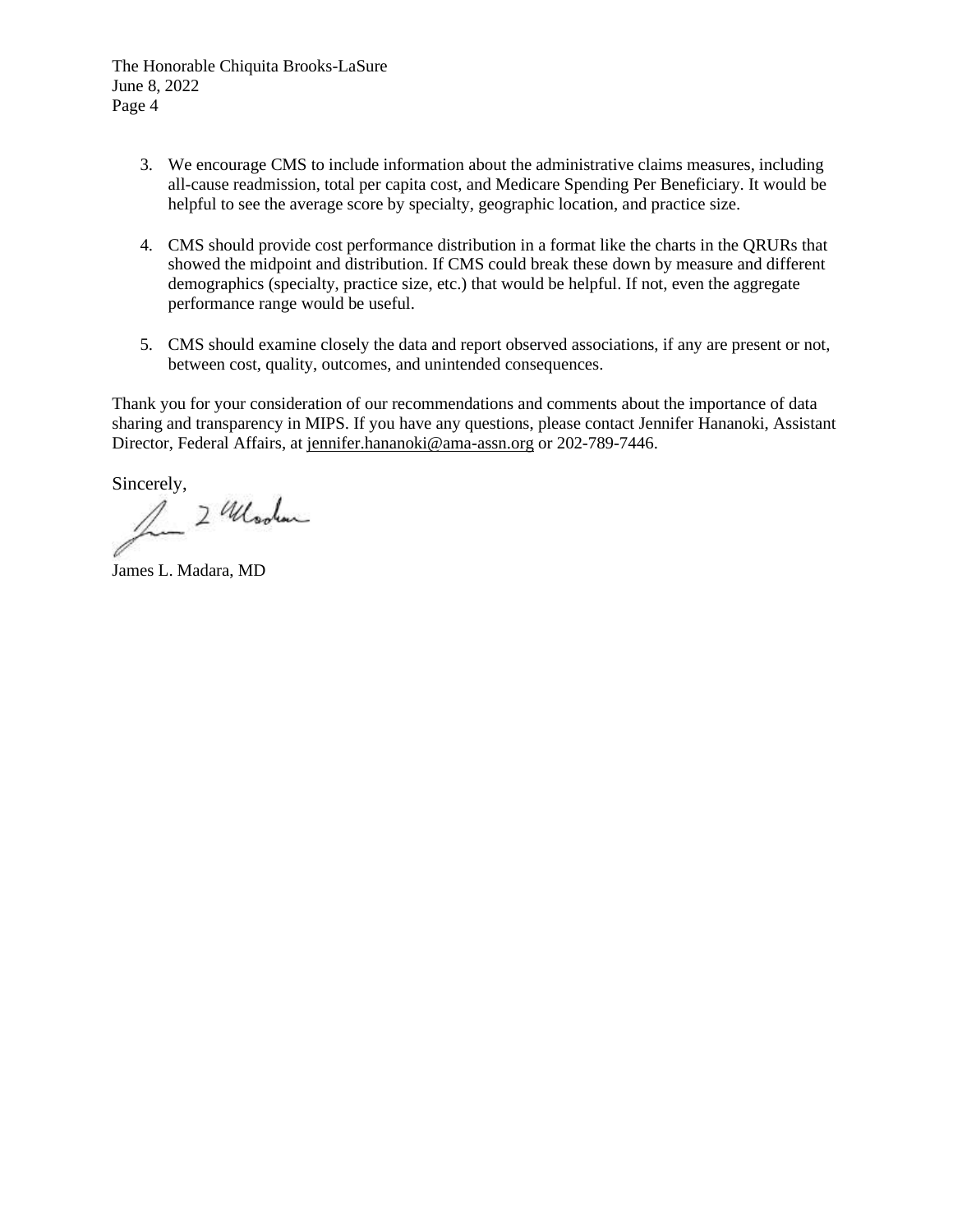3. We encourage CMS to include information about the administrative claims measures, including all-cause readmission, total per capita cost, and Medicare Spending Per Beneficiary. It would be helpful to see the average score by specialty, geographic location, and practice size.

4. CMS should provide cost performance distribution in a format like the charts in the QRURs that showed the midpoint and distribution. If CMS could break these down by measure and different demographics (specialty, practice size, etc.) that would be helpful. If not, even the aggregate performance range would be useful.

5. CMS should examine closely the data and report observed associations, if any are present or not, between cost, quality, outcomes, and unintended consequences.

Thank you for your consideration of our recommendations and comments about the importance of data sharing and transparency in MIPS. If you have any questions, please contact Jennifer Hananoki, Assistant Director, Federal Affairs, at jennifer.hananoki@ama-assn.org or 202-789-7446.

Sincerely,

James L. Madara, MD